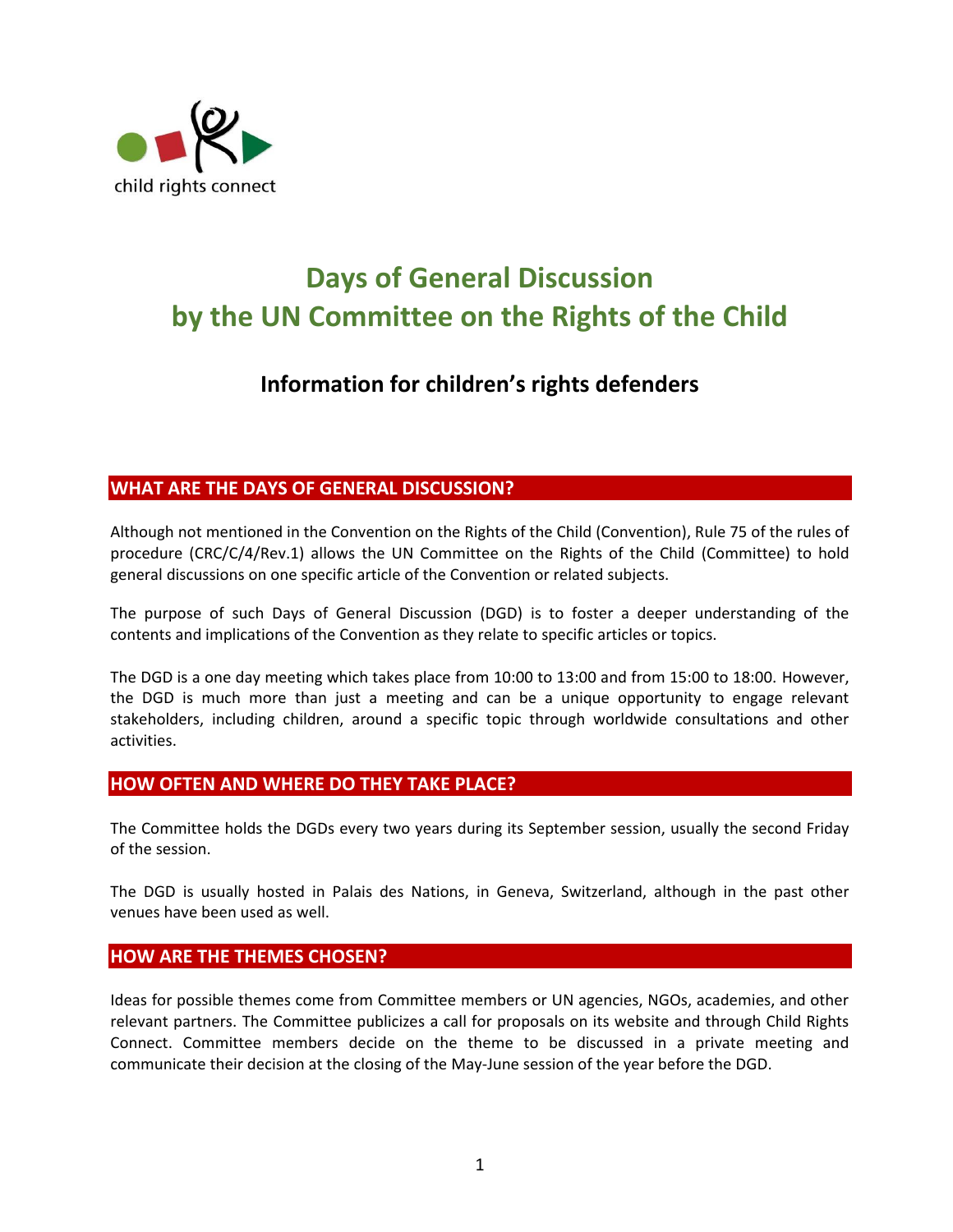child rights connect

# Days of General Discussion by the UN Committee on the Rights of the Child

## Information for children's rights defenders

### WHAT ARE THE DAYS OF GENERAL DISCUSSION?

Although not mentioned in the Convention on the Rights of the Child (Convention), Rule 75 of the rules of procedure (CRC/C/4/Rev.1) allows the UN Committee on the Rights of the Child (Committee) to hold general discussions on one specific article of the Convention or related subjects.

The purpose of such Days of General Discussion (DGD) is to foster a deeper understanding of the contents and implications of the Convention as they relate to specific articles or topics.

The DGD is a one day meeting which takes place from 10:00 to 13:00 and from 15:00 to 18:00. However, the DGD is much more than just a meeting and can be a unique opportunity to engage relevant stakeholders, including children, around a specific topic through worldwide consultations and other activities.

### HOW OFTEN AND WHERE DO THEY TAKE PLACE?

The Committee holds the DGDs every two years during its September session, usually the second Friday of the session.

The DGD is usually hosted in Palais des Nations, in Geneva, Switzerland, although in the past other venues have been used as well.

### HOW ARE THE THEMES CHOSEN?

Ideas for possible themes come from Committee members or UN agencies, NGOs, academies, and other relevant partners. The Committee publicizes a call for proposals on its website and through Child Rights Connect. Committee members decide on the theme to be discussed in a private meeting and communicate their decision at the closing of the May-June session of the year before the DGD.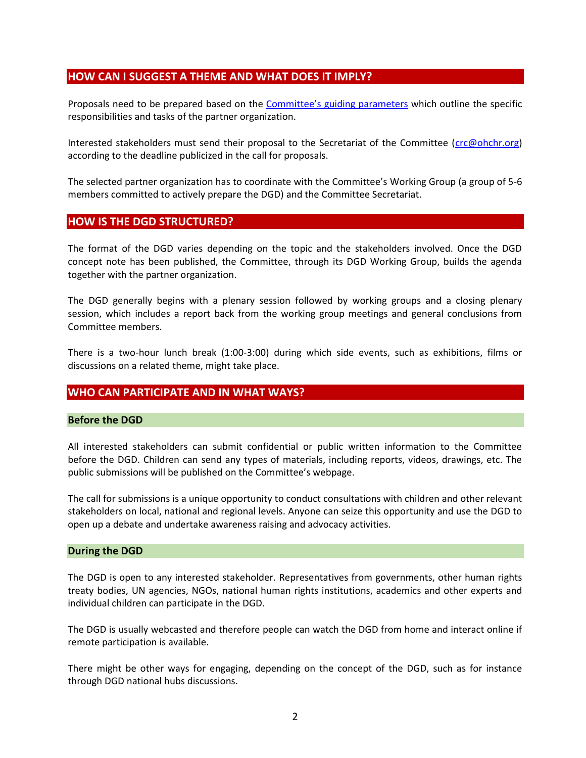## HOW CAN I SUGGEST A THEME AND WHAT DOES IT IMPLY?

Proposals need to be prepared based on the [Committee's guiding parameters](#) which outline the specific responsibilities and tasks of the partner organization.

Interested stakeholders must send their proposal to the Secretariat of the Committee (crc@ohchr.org) according to the deadline publicized in the call for proposals.

The selected partner organization has to coordinate with the Committee's Working Group (a group of 5-6 members committed to actively prepare the DGD) and the Committee Secretariat.

## HOW IS THE DGD STRUCTURED?

The format of the DGD varies depending on the topic and the stakeholders involved. Once the DGD concept note has been published, the Committee, through its DGD Working Group, builds the agenda together with the partner organization.

The DGD generally begins with a plenary session followed by working groups and a closing plenary session, which includes a report back from the working group meetings and general conclusions from Committee members.

There is a two-hour lunch break (1:00-3:00) during which side events, such as exhibitions, films or discussions on a related theme, might take place.

## WHO CAN PARTICIPATE AND IN WHAT WAYS?

### Before the DGD

All interested stakeholders can submit confidential or public written information to the Committee before the DGD. Children can send any types of materials, including reports, videos, drawings, etc. The public submissions will be published on the Committee's webpage.

The call for submissions is a unique opportunity to conduct consultations with children and other relevant stakeholders on local, national and regional levels. Anyone can seize this opportunity and use the DGD to open up a debate and undertake awareness raising and advocacy activities.

### During the DGD

The DGD is open to any interested stakeholder. Representatives from governments, other human rights treaty bodies, UN agencies, NGOs, national human rights institutions, academics and other experts and individual children can participate in the DGD.

The DGD is usually webcasted and therefore people can watch the DGD from home and interact online if remote participation is available.

There might be other ways for engaging, depending on the concept of the DGD, such as for instance through DGD national hubs discussions.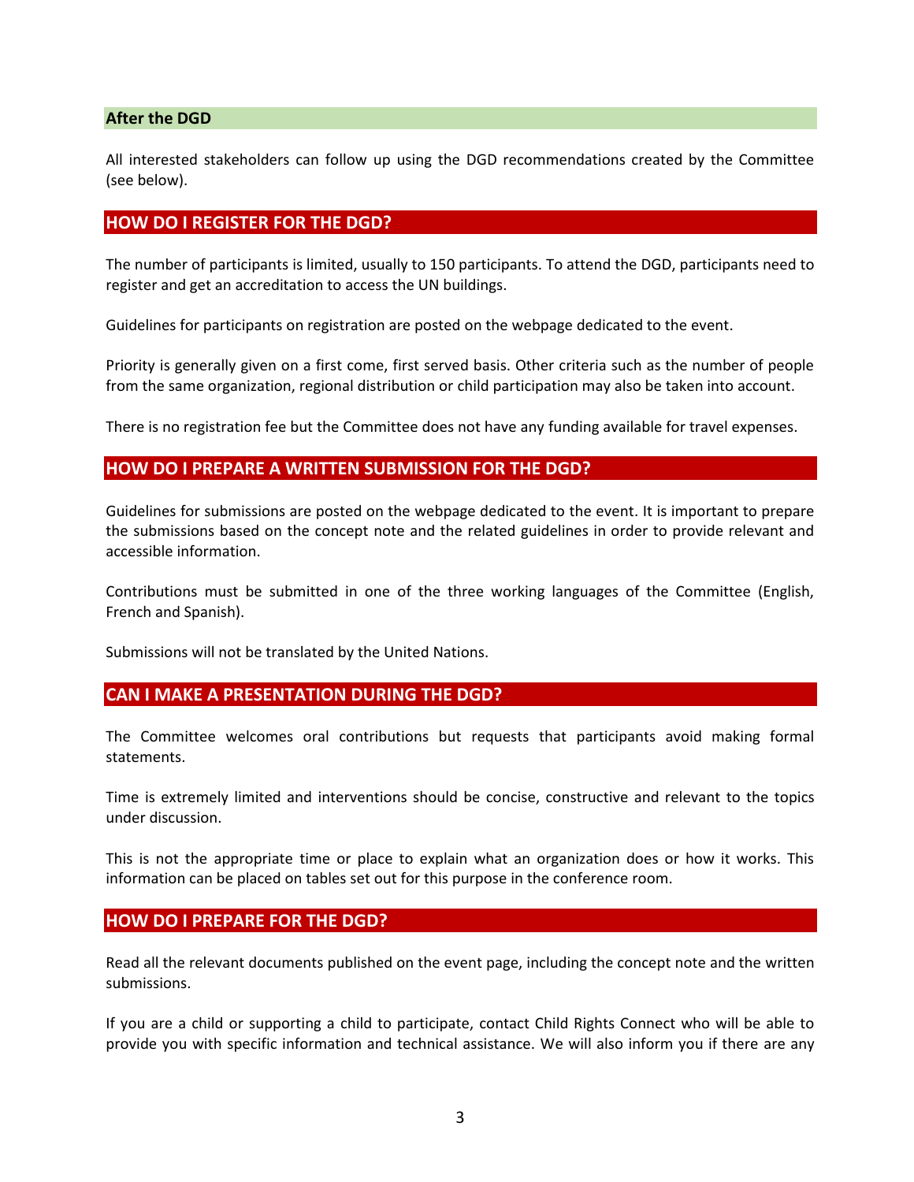### After the DGD

All interested stakeholders can follow up using the DGD recommendations created by the Committee (see below).

## HOW DO I REGISTER FOR THE DGD?

The number of participants is limited, usually to 150 participants. To attend the DGD, participants need to register and get an accreditation to access the UN buildings.

Guidelines for participants on registration are posted on the webpage dedicated to the event.

Priority is generally given on a first come, first served basis. Other criteria such as the number of people from the same organization, regional distribution or child participation may also be taken into account.

There is no registration fee but the Committee does not have any funding available for travel expenses.

## HOW DO I PREPARE A WRITTEN SUBMISSION FOR THE DGD?

Guidelines for submissions are posted on the webpage dedicated to the event. It is important to prepare the submissions based on the concept note and the related guidelines in order to provide relevant and accessible information.

Contributions must be submitted in one of the three working languages of the Committee (English, French and Spanish).

Submissions will not be translated by the United Nations.

## CAN I MAKE A PRESENTATION DURING THE DGD?

The Committee welcomes oral contributions but requests that participants avoid making formal statements.

Time is extremely limited and interventions should be concise, constructive and relevant to the topics under discussion.

This is not the appropriate time or place to explain what an organization does or how it works. This information can be placed on tables set out for this purpose in the conference room.

## HOW DO I PREPARE FOR THE DGD?

Read all the relevant documents published on the event page, including the concept note and the written submissions.

If you are a child or supporting a child to participate, contact Child Rights Connect who will be able to provide you with specific information and technical assistance. We will also inform you if there are any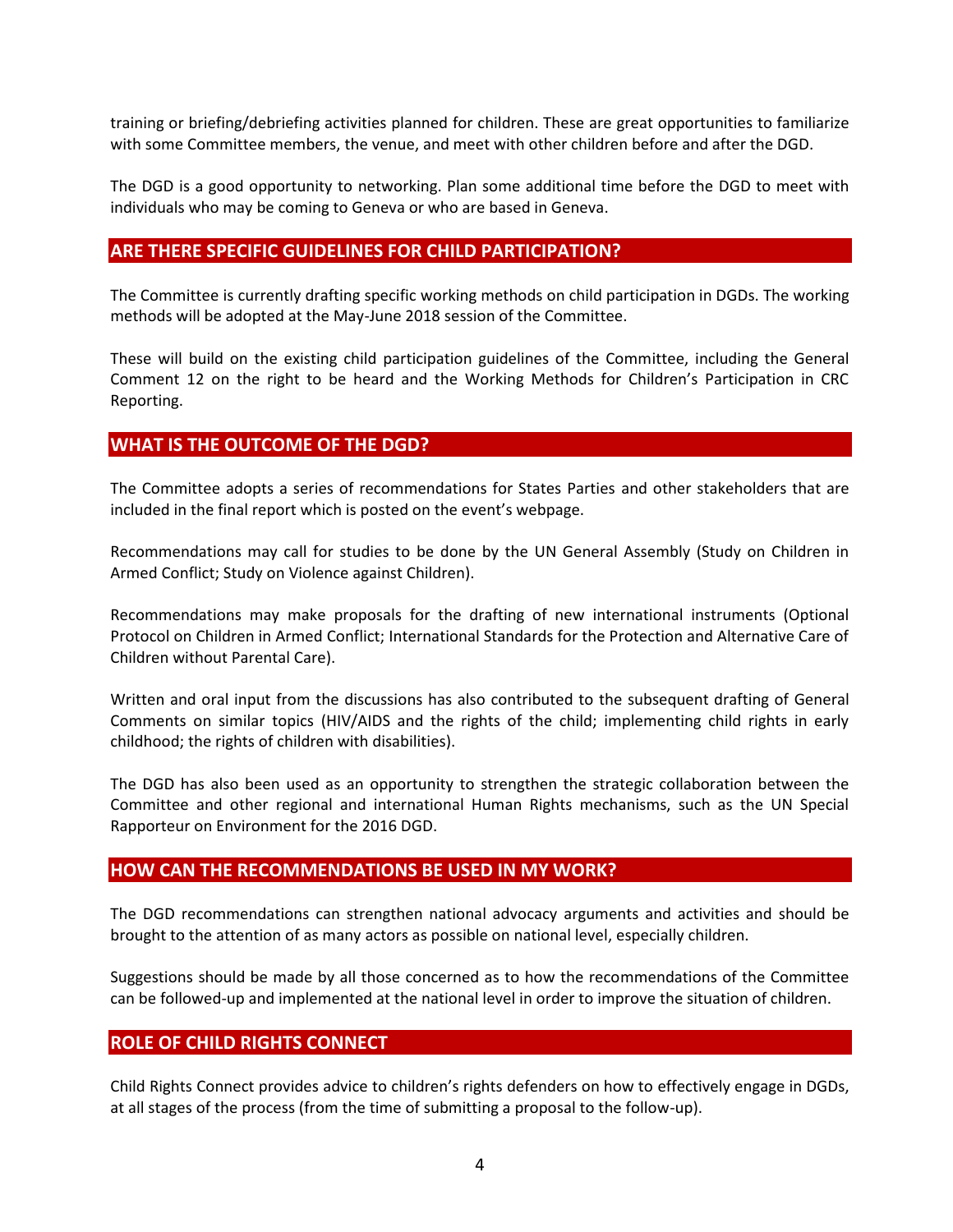training or briefing/debriefing activities planned for children. These are great opportunities to familiarize with some Committee members, the venue, and meet with other children before and after the DGD.

The DGD is a good opportunity to networking. Plan some additional time before the DGD to meet with individuals who may be coming to Geneva or who are based in Geneva.

## ARE THERE SPECIFIC GUIDELINES FOR CHILD PARTICIPATION?

The Committee is currently drafting specific working methods on child participation in DGDs. The working methods will be adopted at the May-June 2018 session of the Committee.

These will build on the existing child participation guidelines of the Committee, including the General Comment 12 on the right to be heard and the Working Methods for Children's Participation in CRC Reporting.

## WHAT IS THE OUTCOME OF THE DGD?

The Committee adopts a series of recommendations for States Parties and other stakeholders that are included in the final report which is posted on the event's webpage.

Recommendations may call for studies to be done by the UN General Assembly (Study on Children in Armed Conflict; Study on Violence against Children).

Recommendations may make proposals for the drafting of new international instruments (Optional Protocol on Children in Armed Conflict; International Standards for the Protection and Alternative Care of Children without Parental Care).

Written and oral input from the discussions has also contributed to the subsequent drafting of General Comments on similar topics (HIV/AIDS and the rights of the child; implementing child rights in early childhood; the rights of children with disabilities).

The DGD has also been used as an opportunity to strengthen the strategic collaboration between the Committee and other regional and international Human Rights mechanisms, such as the UN Special Rapporteur on Environment for the 2016 DGD.

## HOW CAN THE RECOMMENDATIONS BE USED IN MY WORK?

The DGD recommendations can strengthen national advocacy arguments and activities and should be brought to the attention of as many actors as possible on national level, especially children.

Suggestions should be made by all those concerned as to how the recommendations of the Committee can be followed-up and implemented at the national level in order to improve the situation of children.

## ROLE OF CHILD RIGHTS CONNECT

Child Rights Connect provides advice to children's rights defenders on how to effectively engage in DGDs, at all stages of the process (from the time of submitting a proposal to the follow-up).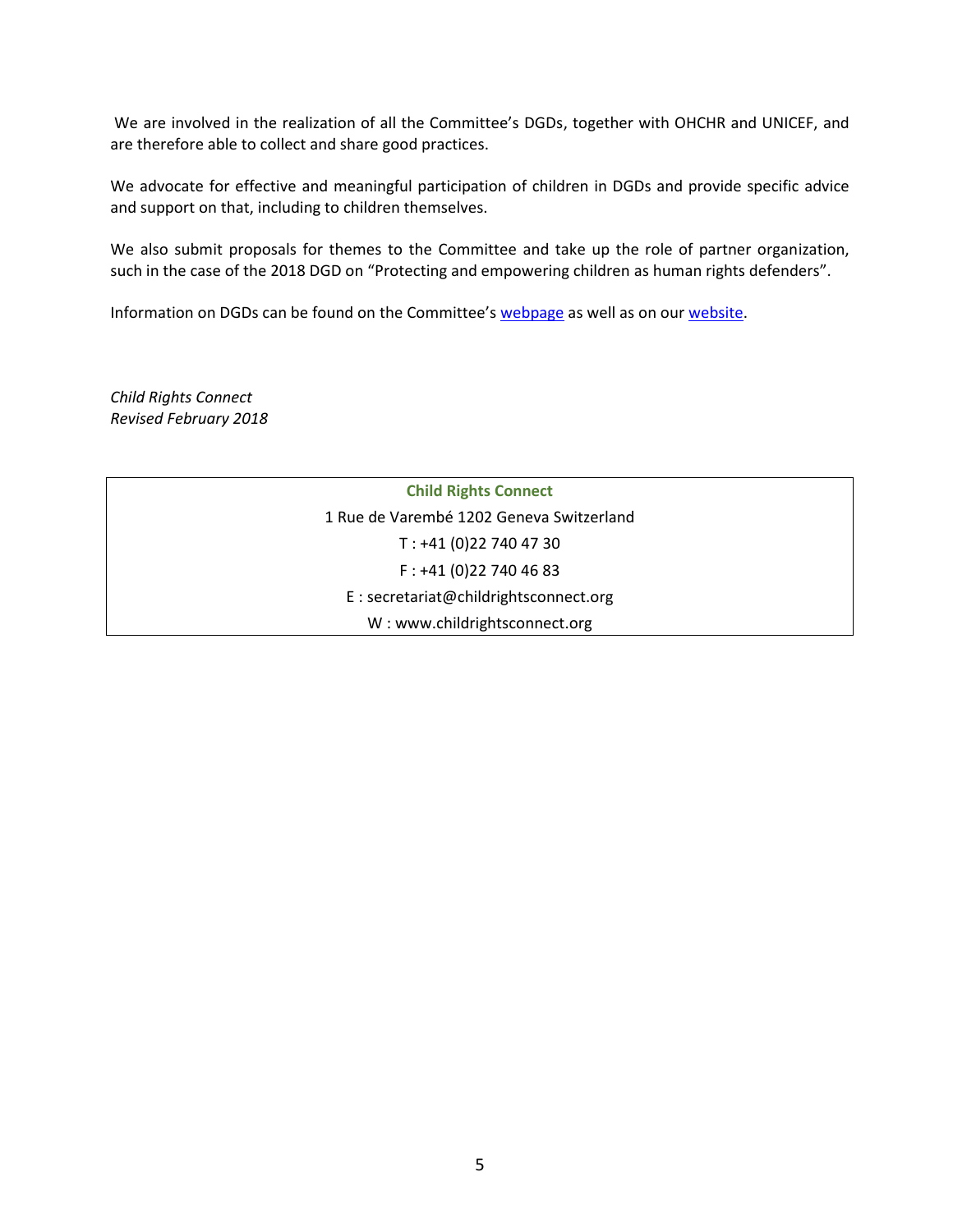We are involved in the realization of all the Committee's DGDs, together with OHCHR and UNICEF, and are therefore able to collect and share good practices.

We advocate for effective and meaningful participation of children in DGDs and provide specific advice and support on that, including to children themselves.

We also submit proposals for themes to the Committee and take up the role of partner organization, such in the case of the 2018 DGD on "Protecting and empowering children as human rights defenders".

Information on DGDs can be found on the Committee's webpage as well as on our website.

*Child Rights Connect*
*Revised February 2018*

| |
|---|
| **Child Rights Connect** |
| 1 Rue de Varembé 1202 Geneva Switzerland |
| T : +41 (0)22 740 47 30 |
| F : +41 (0)22 740 46 83 |
| E : secretariat@childrightsconnect.org |
| W : www.childrightsconnect.org |